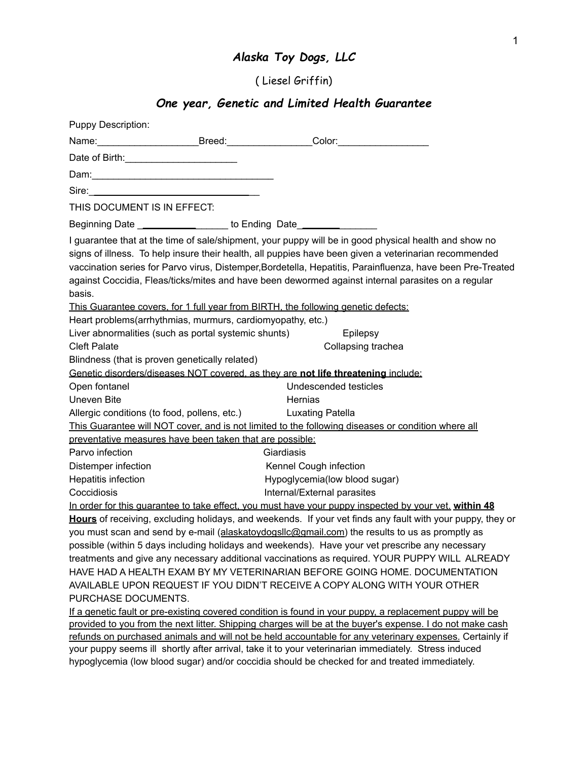# *Alaska Toy Dogs, LLC*

( Liesel Griffin)

## *One year, Genetic and Limited Health Guarantee*

Puppy Description:

Name:___________________Breed:________________Color:_________________

Date of Birth:_____________________

Dam:___________________________________

Sire:_________________________________

THIS DOCUMENT IS IN EFFECT:

Beginning Date _________________ to Ending Date_______________

I guarantee that at the time of sale/shipment, your puppy will be in good physical health and show no signs of illness. To help insure their health, all puppies have been given a veterinarian recommended vaccination series for Parvo virus, Distemper,Bordetella, Hepatitis, Parainfluenza, have been Pre-Treated against Coccidia, Fleas/ticks/mites and have been dewormed against internal parasites on a regular basis.

<u>This Guarantee covers, for 1 full year from BIRTH, the following genetic defects:</u>

Heart problems(arrhythmias, murmurs, cardiomyopathy, etc.)

Liver abnormalities (such as portal systemic shunts)

Epilepsy

Cleft Palate

Collapsing trachea

Blindness (that is proven genetically related)

<u>Genetic disorders/diseases NOT covered, as they are **not life threatening** include:</u>

Open fontanel

Undescended testicles

Uneven Bite

Hernias

Allergic conditions (to food, pollens, etc.)

Luxating Patella

<u>This Guarantee will NOT cover, and is not limited to the following diseases or condition where all preventative measures have been taken that are possible:</u>

Parvo infection

Giardiasis

Distemper infection

Kennel Cough infection

Hepatitis infection

Hypoglycemia(low blood sugar)

Coccidiosis

Internal/External parasites

<u>In order for this guarantee to take effect, you must have your puppy inspected by your vet.</u> **<u>within 48 Hours</u>** of receiving, excluding holidays, and weekends. If your vet finds any fault with your puppy, they or you must scan and send by e-mail (alaskatoydogsllc@gmail.com) the results to us as promptly as possible (within 5 days including holidays and weekends). Have your vet prescribe any necessary treatments and give any necessary additional vaccinations as required. YOUR PUPPY WILL ALREADY HAVE HAD A HEALTH EXAM BY MY VETERINARIAN BEFORE GOING HOME. DOCUMENTATION AVAILABLE UPON REQUEST IF YOU DIDN'T RECEIVE A COPY ALONG WITH YOUR OTHER PURCHASE DOCUMENTS.

<u>If a genetic fault or pre-existing covered condition is found in your puppy, a replacement puppy will be provided to you from the next litter. Shipping charges will be at the buyer's expense. I do not make cash refunds on purchased animals and will not be held accountable for any veterinary expenses.</u> Certainly if your puppy seems ill shortly after arrival, take it to your veterinarian immediately. Stress induced hypoglycemia (low blood sugar) and/or coccidia should be checked for and treated immediately.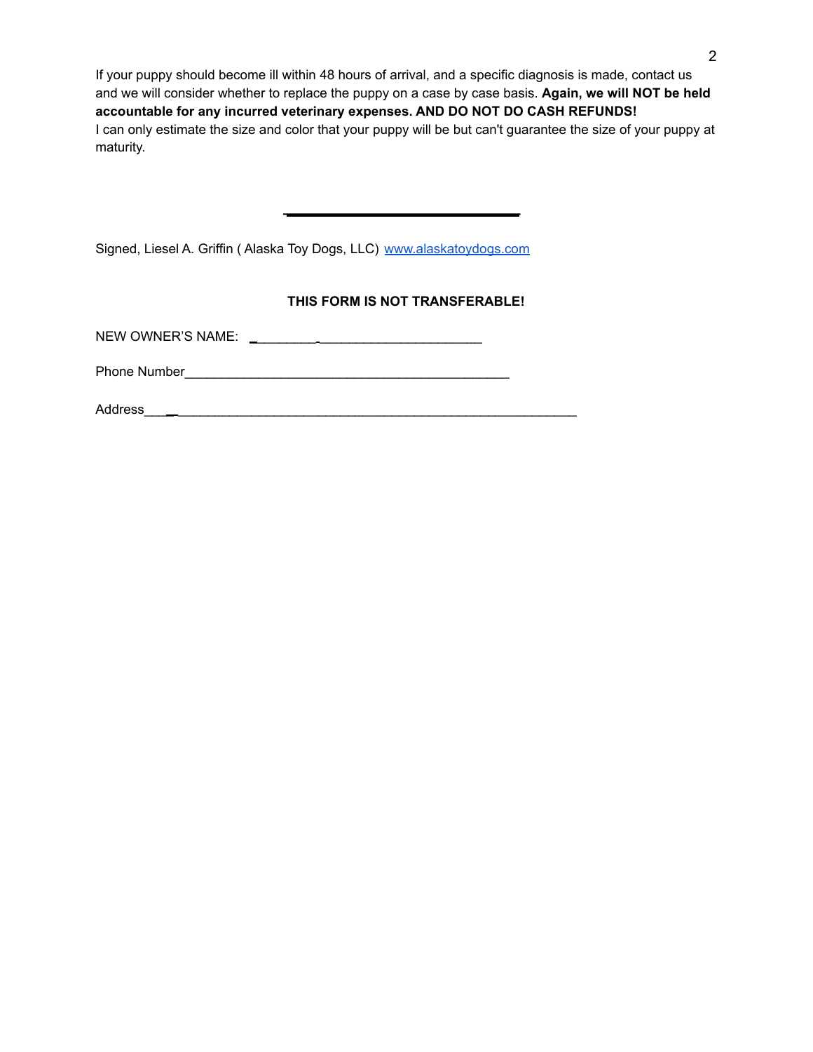If your puppy should become ill within 48 hours of arrival, and a specific diagnosis is made, contact us and we will consider whether to replace the puppy on a case by case basis. **Again, we will NOT be held accountable for any incurred veterinary expenses. AND DO NOT DO CASH REFUNDS!**
I can only estimate the size and color that your puppy will be but can't guarantee the size of your puppy at maturity.

_______________________________

Signed, Liesel A. Griffin ( Alaska Toy Dogs, LLC) [www.alaskatoydogs.com](http://www.alaskatoydogs.com)

**THIS FORM IS NOT TRANSFERABLE!**

NEW OWNER'S NAME: ______________________________

Phone Number_____________________________________________

Address________________________________________________________